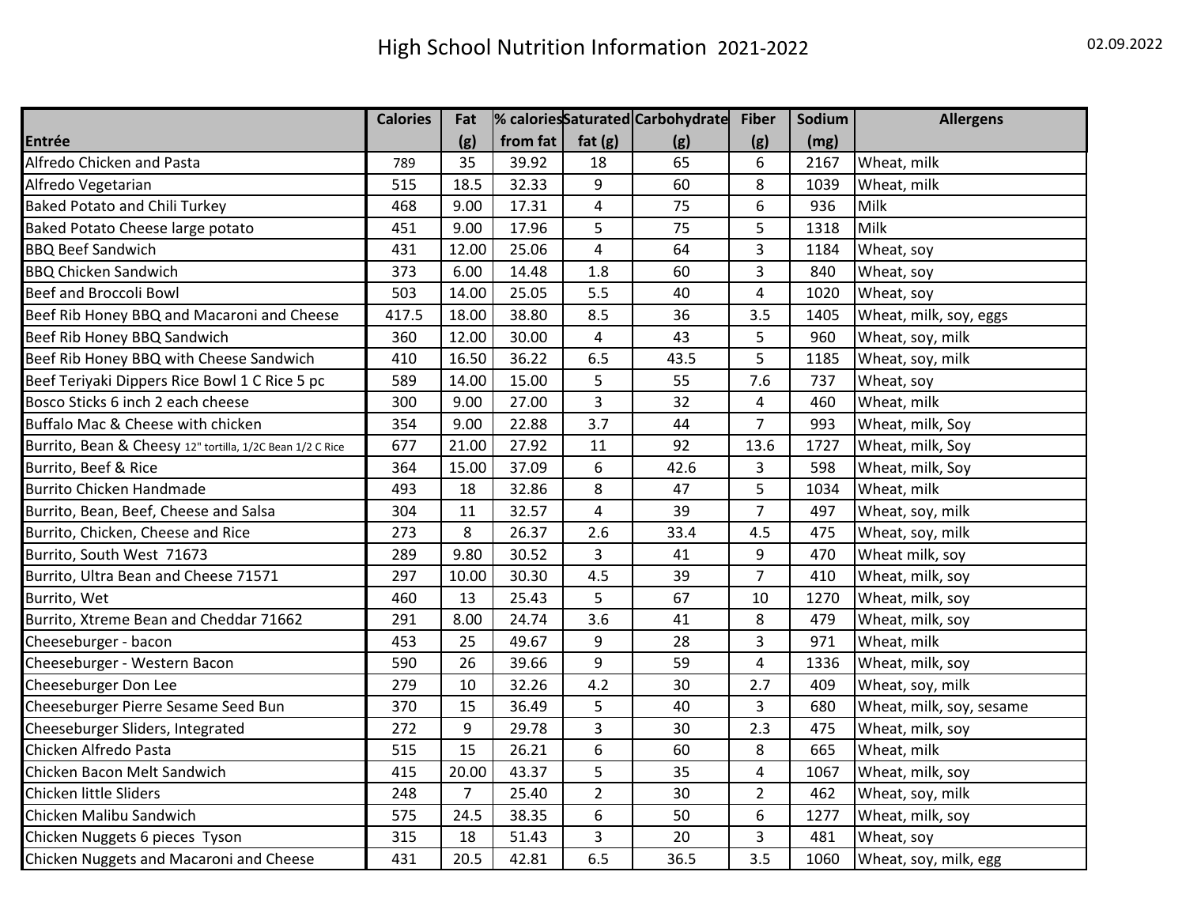# High School Nutrition Information 2021-2022

02.09.2022

| Entrée | Calories | Fat (g) | % calories from fat | Saturated fat (g) | Carbohydrate (g) | Fiber (g) | Sodium (mg) | Allergens |
|---|---|---|---|---|---|---|---|---|
| Alfredo Chicken and Pasta | 789 | 35 | 39.92 | 18 | 65 | 6 | 2167 | Wheat, milk |
| Alfredo Vegetarian | 515 | 18.5 | 32.33 | 9 | 60 | 8 | 1039 | Wheat, milk |
| Baked Potato and Chili Turkey | 468 | 9.00 | 17.31 | 4 | 75 | 6 | 936 | Milk |
| Baked Potato Cheese large potato | 451 | 9.00 | 17.96 | 5 | 75 | 5 | 1318 | Milk |
| BBQ Beef Sandwich | 431 | 12.00 | 25.06 | 4 | 64 | 3 | 1184 | Wheat, soy |
| BBQ Chicken Sandwich | 373 | 6.00 | 14.48 | 1.8 | 60 | 3 | 840 | Wheat, soy |
| Beef and Broccoli Bowl | 503 | 14.00 | 25.05 | 5.5 | 40 | 4 | 1020 | Wheat, soy |
| Beef Rib Honey BBQ and Macaroni and Cheese | 417.5 | 18.00 | 38.80 | 8.5 | 36 | 3.5 | 1405 | Wheat, milk, soy, eggs |
| Beef Rib Honey BBQ Sandwich | 360 | 12.00 | 30.00 | 4 | 43 | 5 | 960 | Wheat, soy, milk |
| Beef Rib Honey BBQ with Cheese Sandwich | 410 | 16.50 | 36.22 | 6.5 | 43.5 | 5 | 1185 | Wheat, soy, milk |
| Beef Teriyaki Dippers Rice Bowl 1 C Rice 5 pc | 589 | 14.00 | 15.00 | 5 | 55 | 7.6 | 737 | Wheat, soy |
| Bosco Sticks 6 inch 2 each cheese | 300 | 9.00 | 27.00 | 3 | 32 | 4 | 460 | Wheat, milk |
| Buffalo Mac & Cheese with chicken | 354 | 9.00 | 22.88 | 3.7 | 44 | 7 | 993 | Wheat, milk, Soy |
| Burrito, Bean & Cheesy 12" tortilla, 1/2C Bean 1/2 C Rice | 677 | 21.00 | 27.92 | 11 | 92 | 13.6 | 1727 | Wheat, milk, Soy |
| Burrito, Beef & Rice | 364 | 15.00 | 37.09 | 6 | 42.6 | 3 | 598 | Wheat, milk, Soy |
| Burrito Chicken Handmade | 493 | 18 | 32.86 | 8 | 47 | 5 | 1034 | Wheat, milk |
| Burrito, Bean, Beef, Cheese and Salsa | 304 | 11 | 32.57 | 4 | 39 | 7 | 497 | Wheat, soy, milk |
| Burrito, Chicken, Cheese and Rice | 273 | 8 | 26.37 | 2.6 | 33.4 | 4.5 | 475 | Wheat, soy, milk |
| Burrito, South West 71673 | 289 | 9.80 | 30.52 | 3 | 41 | 9 | 470 | Wheat milk, soy |
| Burrito, Ultra Bean and Cheese 71571 | 297 | 10.00 | 30.30 | 4.5 | 39 | 7 | 410 | Wheat, milk, soy |
| Burrito, Wet | 460 | 13 | 25.43 | 5 | 67 | 10 | 1270 | Wheat, milk, soy |
| Burrito, Xtreme Bean and Cheddar 71662 | 291 | 8.00 | 24.74 | 3.6 | 41 | 8 | 479 | Wheat, milk, soy |
| Cheeseburger - bacon | 453 | 25 | 49.67 | 9 | 28 | 3 | 971 | Wheat, milk |
| Cheeseburger - Western Bacon | 590 | 26 | 39.66 | 9 | 59 | 4 | 1336 | Wheat, milk, soy |
| Cheeseburger Don Lee | 279 | 10 | 32.26 | 4.2 | 30 | 2.7 | 409 | Wheat, soy, milk |
| Cheeseburger Pierre Sesame Seed Bun | 370 | 15 | 36.49 | 5 | 40 | 3 | 680 | Wheat, milk, soy, sesame |
| Cheeseburger Sliders, Integrated | 272 | 9 | 29.78 | 3 | 30 | 2.3 | 475 | Wheat, milk, soy |
| Chicken Alfredo Pasta | 515 | 15 | 26.21 | 6 | 60 | 8 | 665 | Wheat, milk |
| Chicken Bacon Melt Sandwich | 415 | 20.00 | 43.37 | 5 | 35 | 4 | 1067 | Wheat, milk, soy |
| Chicken little Sliders | 248 | 7 | 25.40 | 2 | 30 | 2 | 462 | Wheat, soy, milk |
| Chicken Malibu Sandwich | 575 | 24.5 | 38.35 | 6 | 50 | 6 | 1277 | Wheat, milk, soy |
| Chicken Nuggets 6 pieces Tyson | 315 | 18 | 51.43 | 3 | 20 | 3 | 481 | Wheat, soy |
| Chicken Nuggets and Macaroni and Cheese | 431 | 20.5 | 42.81 | 6.5 | 36.5 | 3.5 | 1060 | Wheat, soy, milk, egg |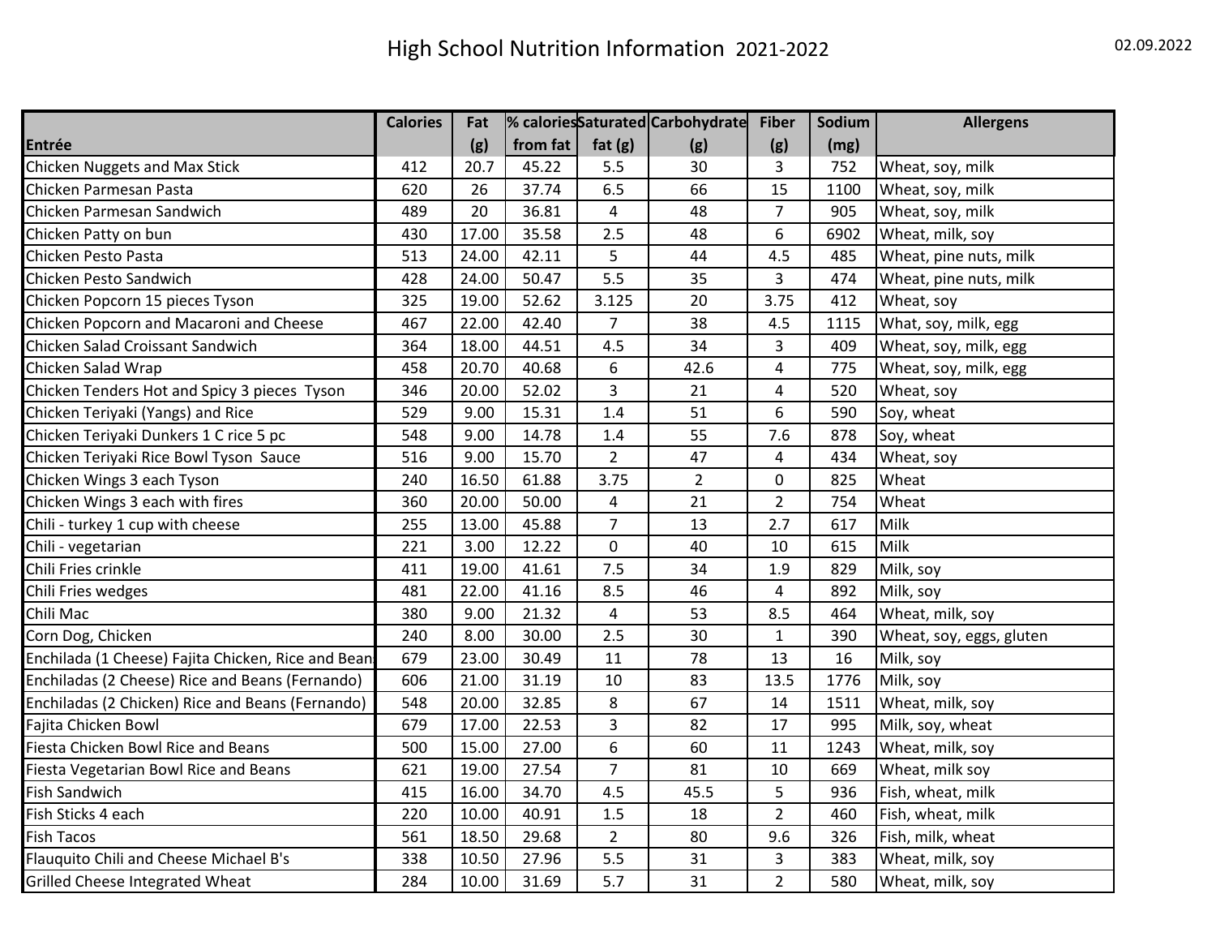# High School Nutrition Information 2021-2022

02.09.2022

| Entrée | Calories | Fat (g) | % calories from fat | Saturated fat (g) | Carbohydrate (g) | Fiber (g) | Sodium (mg) | Allergens |
|---|---|---|---|---|---|---|---|---|
| Chicken Nuggets and Max Stick | 412 | 20.7 | 45.22 | 5.5 | 30 | 3 | 752 | Wheat, soy, milk |
| Chicken Parmesan Pasta | 620 | 26 | 37.74 | 6.5 | 66 | 15 | 1100 | Wheat, soy, milk |
| Chicken Parmesan Sandwich | 489 | 20 | 36.81 | 4 | 48 | 7 | 905 | Wheat, soy, milk |
| Chicken Patty on bun | 430 | 17.00 | 35.58 | 2.5 | 48 | 6 | 6902 | Wheat, milk, soy |
| Chicken Pesto Pasta | 513 | 24.00 | 42.11 | 5 | 44 | 4.5 | 485 | Wheat, pine nuts, milk |
| Chicken Pesto Sandwich | 428 | 24.00 | 50.47 | 5.5 | 35 | 3 | 474 | Wheat, pine nuts, milk |
| Chicken Popcorn 15 pieces Tyson | 325 | 19.00 | 52.62 | 3.125 | 20 | 3.75 | 412 | Wheat, soy |
| Chicken Popcorn and Macaroni and Cheese | 467 | 22.00 | 42.40 | 7 | 38 | 4.5 | 1115 | What, soy, milk, egg |
| Chicken Salad Croissant Sandwich | 364 | 18.00 | 44.51 | 4.5 | 34 | 3 | 409 | Wheat, soy, milk, egg |
| Chicken Salad Wrap | 458 | 20.70 | 40.68 | 6 | 42.6 | 4 | 775 | Wheat, soy, milk, egg |
| Chicken Tenders Hot and Spicy 3 pieces Tyson | 346 | 20.00 | 52.02 | 3 | 21 | 4 | 520 | Wheat, soy |
| Chicken Teriyaki (Yangs) and Rice | 529 | 9.00 | 15.31 | 1.4 | 51 | 6 | 590 | Soy, wheat |
| Chicken Teriyaki Dunkers 1 C rice 5 pc | 548 | 9.00 | 14.78 | 1.4 | 55 | 7.6 | 878 | Soy, wheat |
| Chicken Teriyaki Rice Bowl Tyson Sauce | 516 | 9.00 | 15.70 | 2 | 47 | 4 | 434 | Wheat, soy |
| Chicken Wings 3 each Tyson | 240 | 16.50 | 61.88 | 3.75 | 2 | 0 | 825 | Wheat |
| Chicken Wings 3 each with fires | 360 | 20.00 | 50.00 | 4 | 21 | 2 | 754 | Wheat |
| Chili - turkey 1 cup with cheese | 255 | 13.00 | 45.88 | 7 | 13 | 2.7 | 617 | Milk |
| Chili - vegetarian | 221 | 3.00 | 12.22 | 0 | 40 | 10 | 615 | Milk |
| Chili Fries crinkle | 411 | 19.00 | 41.61 | 7.5 | 34 | 1.9 | 829 | Milk, soy |
| Chili Fries wedges | 481 | 22.00 | 41.16 | 8.5 | 46 | 4 | 892 | Milk, soy |
| Chili Mac | 380 | 9.00 | 21.32 | 4 | 53 | 8.5 | 464 | Wheat, milk, soy |
| Corn Dog, Chicken | 240 | 8.00 | 30.00 | 2.5 | 30 | 1 | 390 | Wheat, soy, eggs, gluten |
| Enchilada (1 Cheese) Fajita Chicken, Rice and Bean | 679 | 23.00 | 30.49 | 11 | 78 | 13 | 16 | Milk, soy |
| Enchiladas (2 Cheese) Rice and Beans (Fernando) | 606 | 21.00 | 31.19 | 10 | 83 | 13.5 | 1776 | Milk, soy |
| Enchiladas (2 Chicken) Rice and Beans (Fernando) | 548 | 20.00 | 32.85 | 8 | 67 | 14 | 1511 | Wheat, milk, soy |
| Fajita Chicken Bowl | 679 | 17.00 | 22.53 | 3 | 82 | 17 | 995 | Milk, soy, wheat |
| Fiesta Chicken Bowl Rice and Beans | 500 | 15.00 | 27.00 | 6 | 60 | 11 | 1243 | Wheat, milk, soy |
| Fiesta Vegetarian Bowl Rice and Beans | 621 | 19.00 | 27.54 | 7 | 81 | 10 | 669 | Wheat, milk soy |
| Fish Sandwich | 415 | 16.00 | 34.70 | 4.5 | 45.5 | 5 | 936 | Fish, wheat, milk |
| Fish Sticks 4 each | 220 | 10.00 | 40.91 | 1.5 | 18 | 2 | 460 | Fish, wheat, milk |
| Fish Tacos | 561 | 18.50 | 29.68 | 2 | 80 | 9.6 | 326 | Fish, milk, wheat |
| Flauquito Chili and Cheese Michael B's | 338 | 10.50 | 27.96 | 5.5 | 31 | 3 | 383 | Wheat, milk, soy |
| Grilled Cheese Integrated Wheat | 284 | 10.00 | 31.69 | 5.7 | 31 | 2 | 580 | Wheat, milk, soy |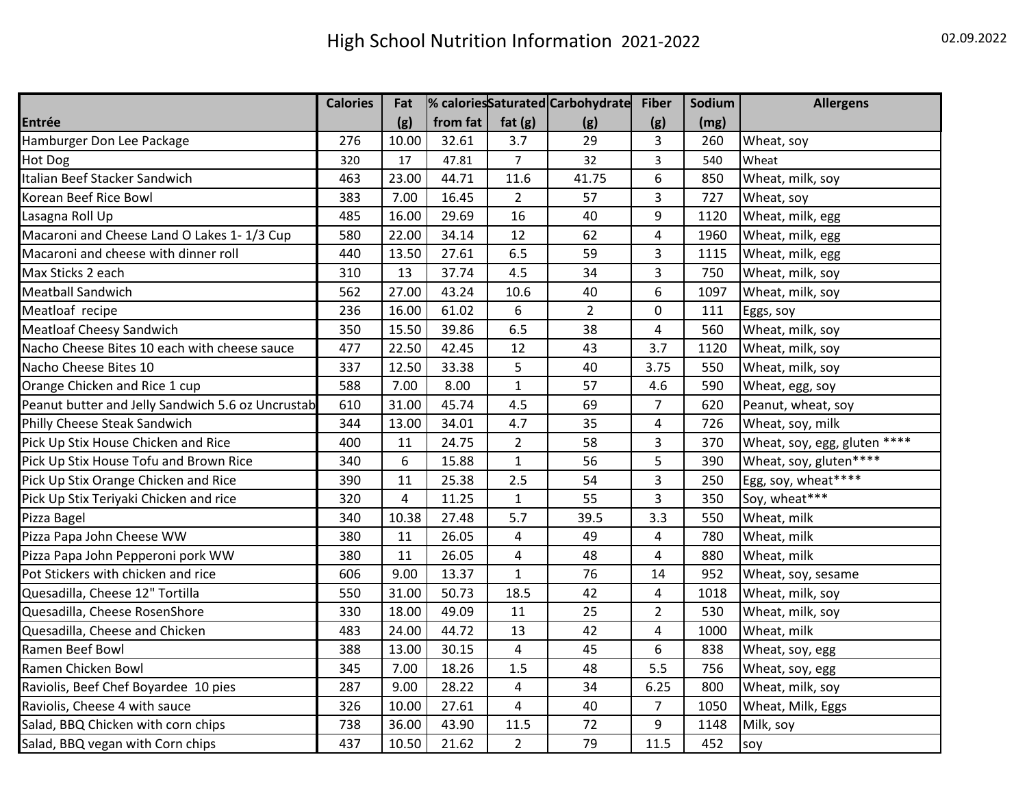# High School Nutrition Information 2021-2022

02.09.2022

| Entrée | Calories | Fat (g) | % calories from fat | Saturated fat (g) | Carbohydrate (g) | Fiber (g) | Sodium (mg) | Allergens |
|---|---|---|---|---|---|---|---|---|
| Hamburger Don Lee Package | 276 | 10.00 | 32.61 | 3.7 | 29 | 3 | 260 | Wheat, soy |
| Hot Dog | 320 | 17 | 47.81 | 7 | 32 | 3 | 540 | Wheat |
| Italian Beef Stacker Sandwich | 463 | 23.00 | 44.71 | 11.6 | 41.75 | 6 | 850 | Wheat, milk, soy |
| Korean Beef Rice Bowl | 383 | 7.00 | 16.45 | 2 | 57 | 3 | 727 | Wheat, soy |
| Lasagna Roll Up | 485 | 16.00 | 29.69 | 16 | 40 | 9 | 1120 | Wheat, milk, egg |
| Macaroni and Cheese Land O Lakes 1- 1/3 Cup | 580 | 22.00 | 34.14 | 12 | 62 | 4 | 1960 | Wheat, milk, egg |
| Macaroni and cheese with dinner roll | 440 | 13.50 | 27.61 | 6.5 | 59 | 3 | 1115 | Wheat, milk, egg |
| Max Sticks 2 each | 310 | 13 | 37.74 | 4.5 | 34 | 3 | 750 | Wheat, milk, soy |
| Meatball Sandwich | 562 | 27.00 | 43.24 | 10.6 | 40 | 6 | 1097 | Wheat, milk, soy |
| Meatloaf recipe | 236 | 16.00 | 61.02 | 6 | 2 | 0 | 111 | Eggs, soy |
| Meatloaf Cheesy Sandwich | 350 | 15.50 | 39.86 | 6.5 | 38 | 4 | 560 | Wheat, milk, soy |
| Nacho Cheese Bites 10 each with cheese sauce | 477 | 22.50 | 42.45 | 12 | 43 | 3.7 | 1120 | Wheat, milk, soy |
| Nacho Cheese Bites 10 | 337 | 12.50 | 33.38 | 5 | 40 | 3.75 | 550 | Wheat, milk, soy |
| Orange Chicken and Rice 1 cup | 588 | 7.00 | 8.00 | 1 | 57 | 4.6 | 590 | Wheat, egg, soy |
| Peanut butter and Jelly Sandwich 5.6 oz Uncrustab | 610 | 31.00 | 45.74 | 4.5 | 69 | 7 | 620 | Peanut, wheat, soy |
| Philly Cheese Steak Sandwich | 344 | 13.00 | 34.01 | 4.7 | 35 | 4 | 726 | Wheat, soy, milk |
| Pick Up Stix House Chicken and Rice | 400 | 11 | 24.75 | 2 | 58 | 3 | 370 | Wheat, soy, egg, gluten **** |
| Pick Up Stix House Tofu and Brown Rice | 340 | 6 | 15.88 | 1 | 56 | 5 | 390 | Wheat, soy, gluten**** |
| Pick Up Stix Orange Chicken and Rice | 390 | 11 | 25.38 | 2.5 | 54 | 3 | 250 | Egg, soy, wheat**** |
| Pick Up Stix Teriyaki Chicken and rice | 320 | 4 | 11.25 | 1 | 55 | 3 | 350 | Soy, wheat*** |
| Pizza Bagel | 340 | 10.38 | 27.48 | 5.7 | 39.5 | 3.3 | 550 | Wheat, milk |
| Pizza Papa John Cheese WW | 380 | 11 | 26.05 | 4 | 49 | 4 | 780 | Wheat, milk |
| Pizza Papa John Pepperoni pork WW | 380 | 11 | 26.05 | 4 | 48 | 4 | 880 | Wheat, milk |
| Pot Stickers with chicken and rice | 606 | 9.00 | 13.37 | 1 | 76 | 14 | 952 | Wheat, soy, sesame |
| Quesadilla, Cheese 12" Tortilla | 550 | 31.00 | 50.73 | 18.5 | 42 | 4 | 1018 | Wheat, milk, soy |
| Quesadilla, Cheese RosenShore | 330 | 18.00 | 49.09 | 11 | 25 | 2 | 530 | Wheat, milk, soy |
| Quesadilla, Cheese and Chicken | 483 | 24.00 | 44.72 | 13 | 42 | 4 | 1000 | Wheat, milk |
| Ramen Beef Bowl | 388 | 13.00 | 30.15 | 4 | 45 | 6 | 838 | Wheat, soy, egg |
| Ramen Chicken Bowl | 345 | 7.00 | 18.26 | 1.5 | 48 | 5.5 | 756 | Wheat, soy, egg |
| Raviolis, Beef Chef Boyardee 10 pies | 287 | 9.00 | 28.22 | 4 | 34 | 6.25 | 800 | Wheat, milk, soy |
| Raviolis, Cheese 4 with sauce | 326 | 10.00 | 27.61 | 4 | 40 | 7 | 1050 | Wheat, Milk, Eggs |
| Salad, BBQ Chicken with corn chips | 738 | 36.00 | 43.90 | 11.5 | 72 | 9 | 1148 | Milk, soy |
| Salad, BBQ vegan with Corn chips | 437 | 10.50 | 21.62 | 2 | 79 | 11.5 | 452 | soy |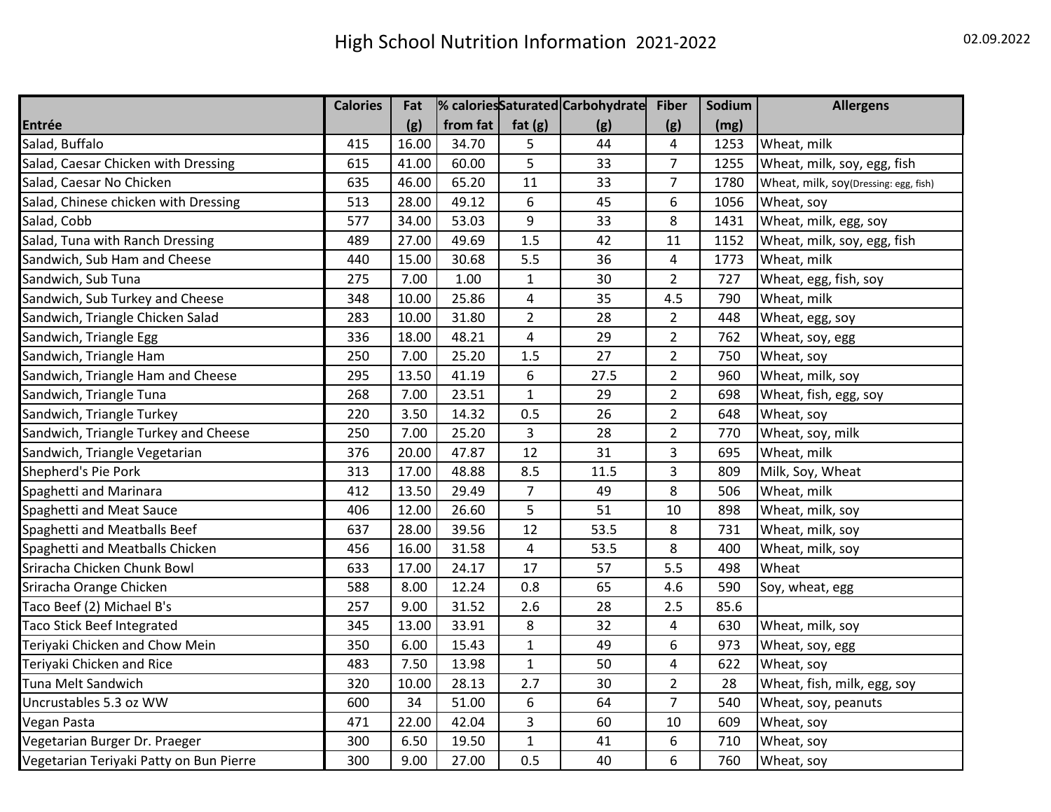# High School Nutrition Information 2021-2022

02.09.2022

| Entrée | Calories | Fat (g) | % calories from fat | Saturated fat (g) | Carbohydrate (g) | Fiber (g) | Sodium (mg) | Allergens |
|---|---|---|---|---|---|---|---|---|
| Salad, Buffalo | 415 | 16.00 | 34.70 | 5 | 44 | 4 | 1253 | Wheat, milk |
| Salad, Caesar Chicken with Dressing | 615 | 41.00 | 60.00 | 5 | 33 | 7 | 1255 | Wheat, milk, soy, egg, fish |
| Salad, Caesar No Chicken | 635 | 46.00 | 65.20 | 11 | 33 | 7 | 1780 | Wheat, milk, soy(Dressing: egg, fish) |
| Salad, Chinese chicken with Dressing | 513 | 28.00 | 49.12 | 6 | 45 | 6 | 1056 | Wheat, soy |
| Salad, Cobb | 577 | 34.00 | 53.03 | 9 | 33 | 8 | 1431 | Wheat, milk, egg, soy |
| Salad, Tuna with Ranch Dressing | 489 | 27.00 | 49.69 | 1.5 | 42 | 11 | 1152 | Wheat, milk, soy, egg, fish |
| Sandwich, Sub Ham and Cheese | 440 | 15.00 | 30.68 | 5.5 | 36 | 4 | 1773 | Wheat, milk |
| Sandwich, Sub Tuna | 275 | 7.00 | 1.00 | 1 | 30 | 2 | 727 | Wheat, egg, fish, soy |
| Sandwich, Sub Turkey and Cheese | 348 | 10.00 | 25.86 | 4 | 35 | 4.5 | 790 | Wheat, milk |
| Sandwich, Triangle Chicken Salad | 283 | 10.00 | 31.80 | 2 | 28 | 2 | 448 | Wheat, egg, soy |
| Sandwich, Triangle Egg | 336 | 18.00 | 48.21 | 4 | 29 | 2 | 762 | Wheat, soy, egg |
| Sandwich, Triangle Ham | 250 | 7.00 | 25.20 | 1.5 | 27 | 2 | 750 | Wheat, soy |
| Sandwich, Triangle Ham and Cheese | 295 | 13.50 | 41.19 | 6 | 27.5 | 2 | 960 | Wheat, milk, soy |
| Sandwich, Triangle Tuna | 268 | 7.00 | 23.51 | 1 | 29 | 2 | 698 | Wheat, fish, egg, soy |
| Sandwich, Triangle Turkey | 220 | 3.50 | 14.32 | 0.5 | 26 | 2 | 648 | Wheat, soy |
| Sandwich, Triangle Turkey and Cheese | 250 | 7.00 | 25.20 | 3 | 28 | 2 | 770 | Wheat, soy, milk |
| Sandwich, Triangle Vegetarian | 376 | 20.00 | 47.87 | 12 | 31 | 3 | 695 | Wheat, milk |
| Shepherd's Pie Pork | 313 | 17.00 | 48.88 | 8.5 | 11.5 | 3 | 809 | Milk, Soy, Wheat |
| Spaghetti and Marinara | 412 | 13.50 | 29.49 | 7 | 49 | 8 | 506 | Wheat, milk |
| Spaghetti and Meat Sauce | 406 | 12.00 | 26.60 | 5 | 51 | 10 | 898 | Wheat, milk, soy |
| Spaghetti and Meatballs Beef | 637 | 28.00 | 39.56 | 12 | 53.5 | 8 | 731 | Wheat, milk, soy |
| Spaghetti and Meatballs Chicken | 456 | 16.00 | 31.58 | 4 | 53.5 | 8 | 400 | Wheat, milk, soy |
| Sriracha Chicken Chunk Bowl | 633 | 17.00 | 24.17 | 17 | 57 | 5.5 | 498 | Wheat |
| Sriracha Orange Chicken | 588 | 8.00 | 12.24 | 0.8 | 65 | 4.6 | 590 | Soy, wheat, egg |
| Taco Beef (2) Michael B's | 257 | 9.00 | 31.52 | 2.6 | 28 | 2.5 | 85.6 | |
| Taco Stick Beef Integrated | 345 | 13.00 | 33.91 | 8 | 32 | 4 | 630 | Wheat, milk, soy |
| Teriyaki Chicken and Chow Mein | 350 | 6.00 | 15.43 | 1 | 49 | 6 | 973 | Wheat, soy, egg |
| Teriyaki Chicken and Rice | 483 | 7.50 | 13.98 | 1 | 50 | 4 | 622 | Wheat, soy |
| Tuna Melt Sandwich | 320 | 10.00 | 28.13 | 2.7 | 30 | 2 | 28 | Wheat, fish, milk, egg, soy |
| Uncrustables 5.3 oz WW | 600 | 34 | 51.00 | 6 | 64 | 7 | 540 | Wheat, soy, peanuts |
| Vegan Pasta | 471 | 22.00 | 42.04 | 3 | 60 | 10 | 609 | Wheat, soy |
| Vegetarian Burger Dr. Praeger | 300 | 6.50 | 19.50 | 1 | 41 | 6 | 710 | Wheat, soy |
| Vegetarian Teriyaki Patty on Bun Pierre | 300 | 9.00 | 27.00 | 0.5 | 40 | 6 | 760 | Wheat, soy |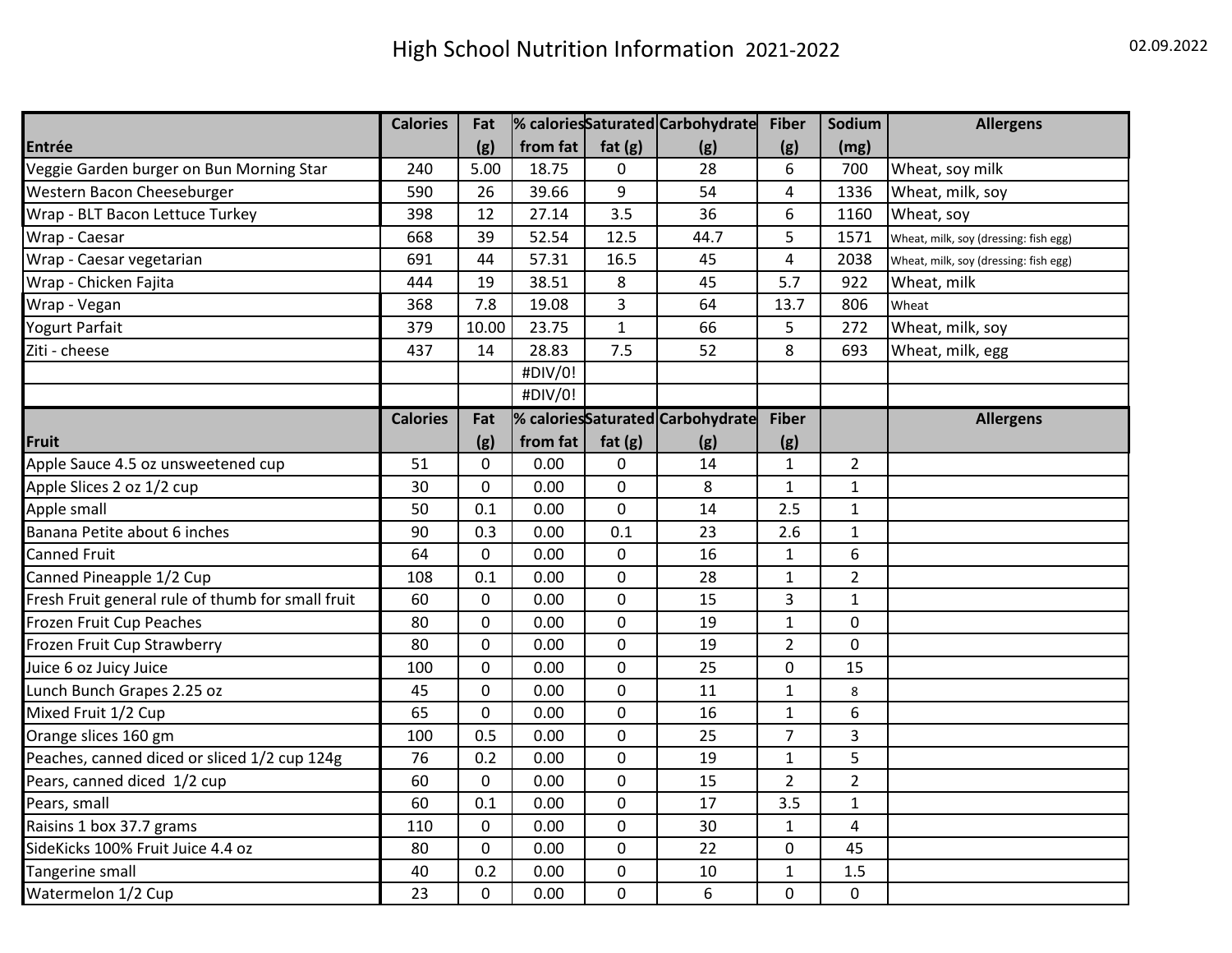# High School Nutrition Information 2021-2022

02.09.2022

| Entrée | Calories | Fat (g) | % calories from fat | Saturated fat (g) | Carbohydrate (g) | Fiber (g) | Sodium (mg) | Allergens |
|---|---|---|---|---|---|---|---|---|
| Veggie Garden burger on Bun Morning Star | 240 | 5.00 | 18.75 | 0 | 28 | 6 | 700 | Wheat, soy milk |
| Western Bacon Cheeseburger | 590 | 26 | 39.66 | 9 | 54 | 4 | 1336 | Wheat, milk, soy |
| Wrap - BLT Bacon Lettuce Turkey | 398 | 12 | 27.14 | 3.5 | 36 | 6 | 1160 | Wheat, soy |
| Wrap - Caesar | 668 | 39 | 52.54 | 12.5 | 44.7 | 5 | 1571 | Wheat, milk, soy (dressing: fish egg) |
| Wrap - Caesar vegetarian | 691 | 44 | 57.31 | 16.5 | 45 | 4 | 2038 | Wheat, milk, soy (dressing: fish egg) |
| Wrap - Chicken Fajita | 444 | 19 | 38.51 | 8 | 45 | 5.7 | 922 | Wheat, milk |
| Wrap - Vegan | 368 | 7.8 | 19.08 | 3 | 64 | 13.7 | 806 | Wheat |
| Yogurt Parfait | 379 | 10.00 | 23.75 | 1 | 66 | 5 | 272 | Wheat, milk, soy |
| Ziti - cheese | 437 | 14 | 28.83 | 7.5 | 52 | 8 | 693 | Wheat, milk, egg |
| | | | #DIV/0! | | | | | |
| | | | #DIV/0! | | | | | |

| Fruit | Calories | Fat (g) | % calories from fat | Saturated fat (g) | Carbohydrate (g) | Fiber (g) | | Allergens |
|---|---|---|---|---|---|---|---|---|
| Apple Sauce 4.5 oz unsweetened cup | 51 | 0 | 0.00 | 0 | 14 | 1 | 2 | |
| Apple Slices 2 oz 1/2 cup | 30 | 0 | 0.00 | 0 | 8 | 1 | 1 | |
| Apple small | 50 | 0.1 | 0.00 | 0 | 14 | 2.5 | 1 | |
| Banana Petite about 6 inches | 90 | 0.3 | 0.00 | 0.1 | 23 | 2.6 | 1 | |
| Canned Fruit | 64 | 0 | 0.00 | 0 | 16 | 1 | 6 | |
| Canned Pineapple 1/2 Cup | 108 | 0.1 | 0.00 | 0 | 28 | 1 | 2 | |
| Fresh Fruit general rule of thumb for small fruit | 60 | 0 | 0.00 | 0 | 15 | 3 | 1 | |
| Frozen Fruit Cup Peaches | 80 | 0 | 0.00 | 0 | 19 | 1 | 0 | |
| Frozen Fruit Cup Strawberry | 80 | 0 | 0.00 | 0 | 19 | 2 | 0 | |
| Juice 6 oz Juicy Juice | 100 | 0 | 0.00 | 0 | 25 | 0 | 15 | |
| Lunch Bunch Grapes 2.25 oz | 45 | 0 | 0.00 | 0 | 11 | 1 | 8 | |
| Mixed Fruit 1/2 Cup | 65 | 0 | 0.00 | 0 | 16 | 1 | 6 | |
| Orange slices 160 gm | 100 | 0.5 | 0.00 | 0 | 25 | 7 | 3 | |
| Peaches, canned diced or sliced 1/2 cup 124g | 76 | 0.2 | 0.00 | 0 | 19 | 1 | 5 | |
| Pears, canned diced 1/2 cup | 60 | 0 | 0.00 | 0 | 15 | 2 | 2 | |
| Pears, small | 60 | 0.1 | 0.00 | 0 | 17 | 3.5 | 1 | |
| Raisins 1 box 37.7 grams | 110 | 0 | 0.00 | 0 | 30 | 1 | 4 | |
| SideKicks 100% Fruit Juice 4.4 oz | 80 | 0 | 0.00 | 0 | 22 | 0 | 45 | |
| Tangerine small | 40 | 0.2 | 0.00 | 0 | 10 | 1 | 1.5 | |
| Watermelon 1/2 Cup | 23 | 0 | 0.00 | 0 | 6 | 0 | 0 | |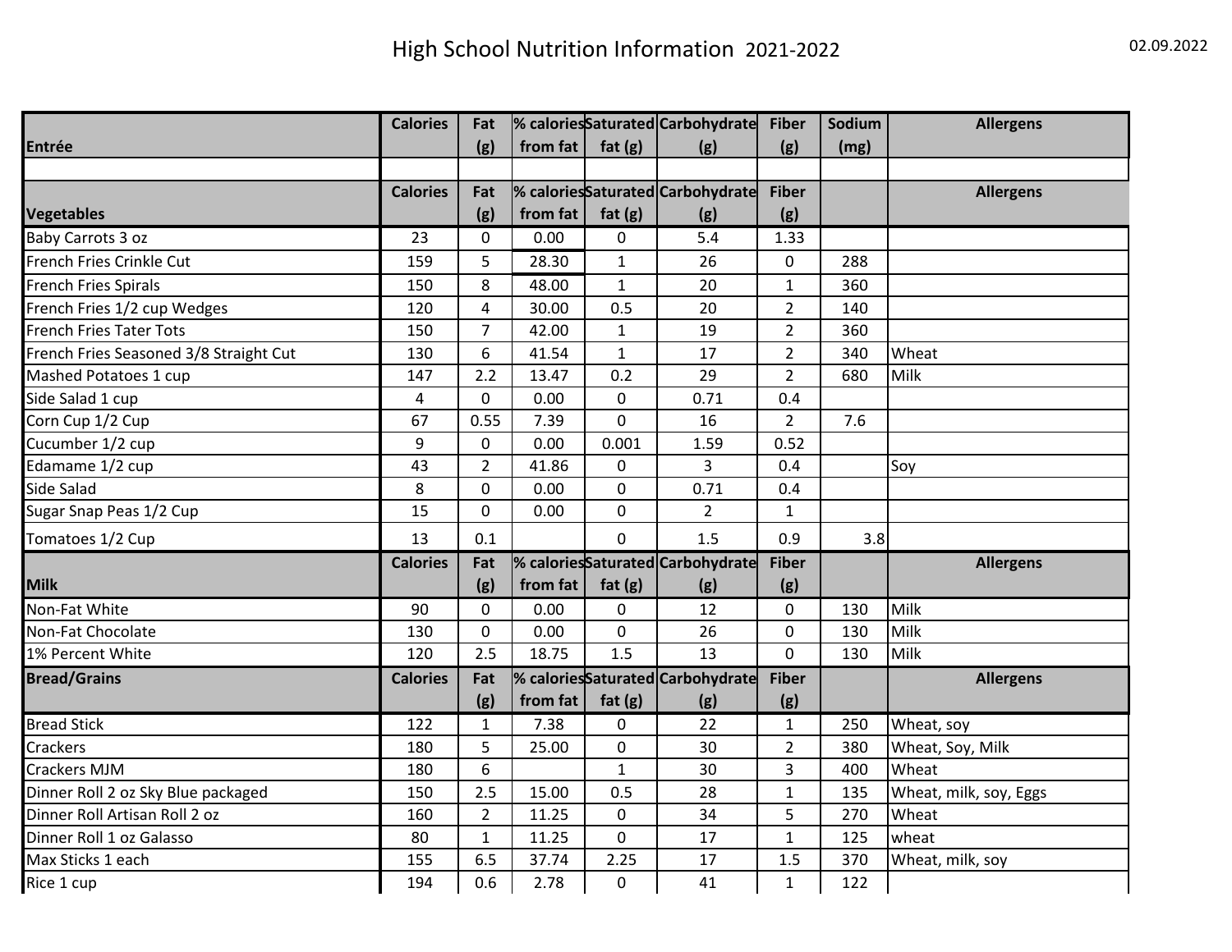# High School Nutrition Information 2021-2022

02.09.2022

| Entrée | Calories | Fat (g) | % calories from fat | Saturated fat (g) | Carbohydrate (g) | Fiber (g) | Sodium (mg) | Allergens |
|---|---|---|---|---|---|---|---|---|
| | | | | | | | | |
| **Vegetables** | **Calories** | **Fat (g)** | **% calories from fat** | **Saturated fat (g)** | **Carbohydrate (g)** | **Fiber (g)** | | **Allergens** |
| Baby Carrots 3 oz | 23 | 0 | 0.00 | 0 | 5.4 | 1.33 | | |
| French Fries Crinkle Cut | 159 | 5 | 28.30 | 1 | 26 | 0 | 288 | |
| French Fries Spirals | 150 | 8 | 48.00 | 1 | 20 | 1 | 360 | |
| French Fries 1/2 cup Wedges | 120 | 4 | 30.00 | 0.5 | 20 | 2 | 140 | |
| French Fries Tater Tots | 150 | 7 | 42.00 | 1 | 19 | 2 | 360 | |
| French Fries Seasoned 3/8 Straight Cut | 130 | 6 | 41.54 | 1 | 17 | 2 | 340 | Wheat |
| Mashed Potatoes 1 cup | 147 | 2.2 | 13.47 | 0.2 | 29 | 2 | 680 | Milk |
| Side Salad 1 cup | 4 | 0 | 0.00 | 0 | 0.71 | 0.4 | | |
| Corn Cup 1/2 Cup | 67 | 0.55 | 7.39 | 0 | 16 | 2 | 7.6 | |
| Cucumber 1/2 cup | 9 | 0 | 0.00 | 0.001 | 1.59 | 0.52 | | |
| Edamame 1/2 cup | 43 | 2 | 41.86 | 0 | 3 | 0.4 | | Soy |
| Side Salad | 8 | 0 | 0.00 | 0 | 0.71 | 0.4 | | |
| Sugar Snap Peas 1/2 Cup | 15 | 0 | 0.00 | 0 | 2 | 1 | | |
| Tomatoes 1/2 Cup | 13 | 0.1 | | 0 | 1.5 | 0.9 | 3.8 | |
| **Milk** | **Calories** | **Fat (g)** | **% calories from fat** | **Saturated fat (g)** | **Carbohydrate (g)** | **Fiber (g)** | | **Allergens** |
| Non-Fat White | 90 | 0 | 0.00 | 0 | 12 | 0 | 130 | Milk |
| Non-Fat Chocolate | 130 | 0 | 0.00 | 0 | 26 | 0 | 130 | Milk |
| 1% Percent White | 120 | 2.5 | 18.75 | 1.5 | 13 | 0 | 130 | Milk |
| **Bread/Grains** | **Calories** | **Fat (g)** | **% calories from fat** | **Saturated fat (g)** | **Carbohydrate (g)** | **Fiber (g)** | | **Allergens** |
| Bread Stick | 122 | 1 | 7.38 | 0 | 22 | 1 | 250 | Wheat, soy |
| Crackers | 180 | 5 | 25.00 | 0 | 30 | 2 | 380 | Wheat, Soy, Milk |
| Crackers MJM | 180 | 6 | | 1 | 30 | 3 | 400 | Wheat |
| Dinner Roll 2 oz Sky Blue packaged | 150 | 2.5 | 15.00 | 0.5 | 28 | 1 | 135 | Wheat, milk, soy, Eggs |
| Dinner Roll Artisan Roll 2 oz | 160 | 2 | 11.25 | 0 | 34 | 5 | 270 | Wheat |
| Dinner Roll 1 oz Galasso | 80 | 1 | 11.25 | 0 | 17 | 1 | 125 | wheat |
| Max Sticks 1 each | 155 | 6.5 | 37.74 | 2.25 | 17 | 1.5 | 370 | Wheat, milk, soy |
| Rice 1 cup | 194 | 0.6 | 2.78 | 0 | 41 | 1 | 122 | |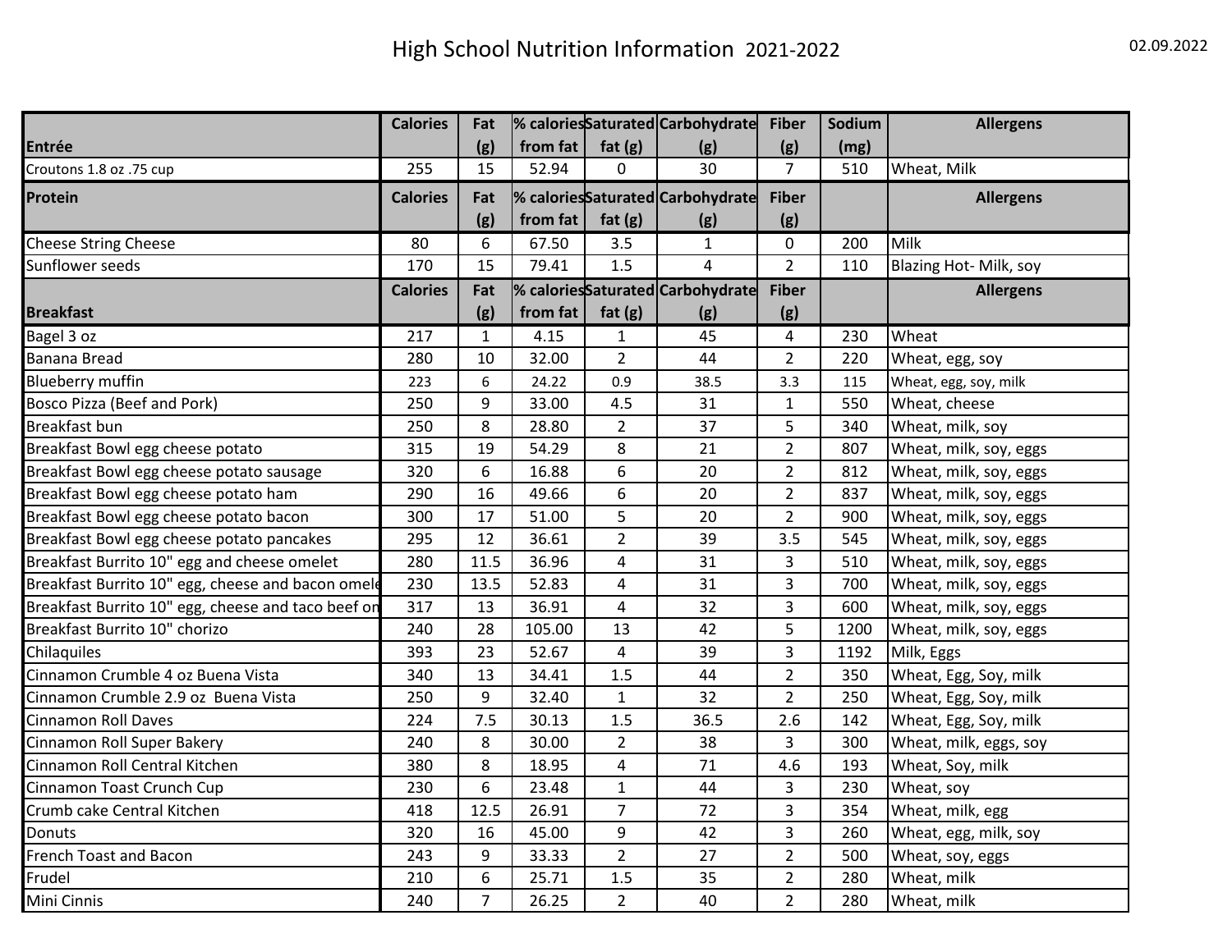# High School Nutrition Information 2021-2022

02.09.2022

| Entrée | Calories | Fat (g) | % calories from fat | Saturated fat (g) | Carbohydrate (g) | Fiber (g) | Sodium (mg) | Allergens |
|---|---|---|---|---|---|---|---|---|
| Croutons 1.8 oz .75 cup | 255 | 15 | 52.94 | 0 | 30 | 7 | 510 | Wheat, Milk |
| **Protein** | **Calories** | **Fat (g)** | **% calories from fat** | **Saturated fat (g)** | **Carbohydrate (g)** | **Fiber (g)** | | **Allergens** |
| Cheese String Cheese | 80 | 6 | 67.50 | 3.5 | 1 | 0 | 200 | Milk |
| Sunflower seeds | 170 | 15 | 79.41 | 1.5 | 4 | 2 | 110 | Blazing Hot- Milk, soy |
| **Breakfast** | **Calories** | **Fat (g)** | **% calories from fat** | **Saturated fat (g)** | **Carbohydrate (g)** | **Fiber (g)** | | **Allergens** |
| Bagel 3 oz | 217 | 1 | 4.15 | 1 | 45 | 4 | 230 | Wheat |
| Banana Bread | 280 | 10 | 32.00 | 2 | 44 | 2 | 220 | Wheat, egg, soy |
| Blueberry muffin | 223 | 6 | 24.22 | 0.9 | 38.5 | 3.3 | 115 | Wheat, egg, soy, milk |
| Bosco Pizza (Beef and Pork) | 250 | 9 | 33.00 | 4.5 | 31 | 1 | 550 | Wheat, cheese |
| Breakfast bun | 250 | 8 | 28.80 | 2 | 37 | 5 | 340 | Wheat, milk, soy |
| Breakfast Bowl egg cheese potato | 315 | 19 | 54.29 | 8 | 21 | 2 | 807 | Wheat, milk, soy, eggs |
| Breakfast Bowl egg cheese potato sausage | 320 | 6 | 16.88 | 6 | 20 | 2 | 812 | Wheat, milk, soy, eggs |
| Breakfast Bowl egg cheese potato ham | 290 | 16 | 49.66 | 6 | 20 | 2 | 837 | Wheat, milk, soy, eggs |
| Breakfast Bowl egg cheese potato bacon | 300 | 17 | 51.00 | 5 | 20 | 2 | 900 | Wheat, milk, soy, eggs |
| Breakfast Bowl egg cheese potato pancakes | 295 | 12 | 36.61 | 2 | 39 | 3.5 | 545 | Wheat, milk, soy, eggs |
| Breakfast Burrito 10" egg and cheese omelet | 280 | 11.5 | 36.96 | 4 | 31 | 3 | 510 | Wheat, milk, soy, eggs |
| Breakfast Burrito 10" egg, cheese and bacon omele | 230 | 13.5 | 52.83 | 4 | 31 | 3 | 700 | Wheat, milk, soy, eggs |
| Breakfast Burrito 10" egg, cheese and taco beef on | 317 | 13 | 36.91 | 4 | 32 | 3 | 600 | Wheat, milk, soy, eggs |
| Breakfast Burrito 10" chorizo | 240 | 28 | 105.00 | 13 | 42 | 5 | 1200 | Wheat, milk, soy, eggs |
| Chilaquiles | 393 | 23 | 52.67 | 4 | 39 | 3 | 1192 | Milk, Eggs |
| Cinnamon Crumble 4 oz Buena Vista | 340 | 13 | 34.41 | 1.5 | 44 | 2 | 350 | Wheat, Egg, Soy, milk |
| Cinnamon Crumble 2.9 oz Buena Vista | 250 | 9 | 32.40 | 1 | 32 | 2 | 250 | Wheat, Egg, Soy, milk |
| Cinnamon Roll Daves | 224 | 7.5 | 30.13 | 1.5 | 36.5 | 2.6 | 142 | Wheat, Egg, Soy, milk |
| Cinnamon Roll Super Bakery | 240 | 8 | 30.00 | 2 | 38 | 3 | 300 | Wheat, milk, eggs, soy |
| Cinnamon Roll Central Kitchen | 380 | 8 | 18.95 | 4 | 71 | 4.6 | 193 | Wheat, Soy, milk |
| Cinnamon Toast Crunch Cup | 230 | 6 | 23.48 | 1 | 44 | 3 | 230 | Wheat, soy |
| Crumb cake Central Kitchen | 418 | 12.5 | 26.91 | 7 | 72 | 3 | 354 | Wheat, milk, egg |
| Donuts | 320 | 16 | 45.00 | 9 | 42 | 3 | 260 | Wheat, egg, milk, soy |
| French Toast and Bacon | 243 | 9 | 33.33 | 2 | 27 | 2 | 500 | Wheat, soy, eggs |
| Frudel | 210 | 6 | 25.71 | 1.5 | 35 | 2 | 280 | Wheat, milk |
| Mini Cinnis | 240 | 7 | 26.25 | 2 | 40 | 2 | 280 | Wheat, milk |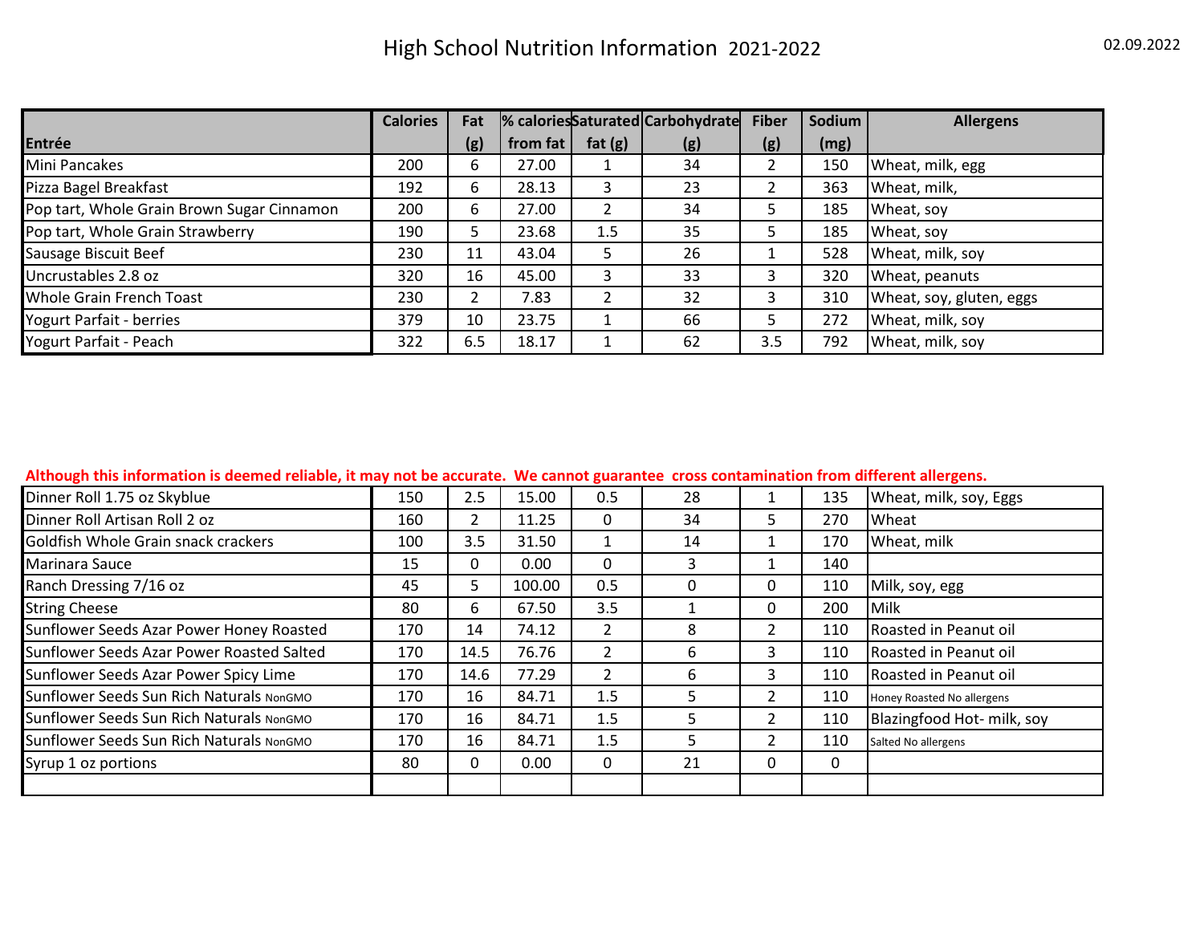# High School Nutrition Information 2021-2022

02.09.2022

| Entrée | Calories | Fat (g) | % calories from fat | Saturated fat (g) | Carbohydrate (g) | Fiber (g) | Sodium (mg) | Allergens |
|---|---|---|---|---|---|---|---|---|
| Mini Pancakes | 200 | 6 | 27.00 | 1 | 34 | 2 | 150 | Wheat, milk, egg |
| Pizza Bagel Breakfast | 192 | 6 | 28.13 | 3 | 23 | 2 | 363 | Wheat, milk, |
| Pop tart, Whole Grain Brown Sugar Cinnamon | 200 | 6 | 27.00 | 2 | 34 | 5 | 185 | Wheat, soy |
| Pop tart, Whole Grain Strawberry | 190 | 5 | 23.68 | 1.5 | 35 | 5 | 185 | Wheat, soy |
| Sausage Biscuit Beef | 230 | 11 | 43.04 | 5 | 26 | 1 | 528 | Wheat, milk, soy |
| Uncrustables 2.8 oz | 320 | 16 | 45.00 | 3 | 33 | 3 | 320 | Wheat, peanuts |
| Whole Grain French Toast | 230 | 2 | 7.83 | 2 | 32 | 3 | 310 | Wheat, soy, gluten, eggs |
| Yogurt Parfait - berries | 379 | 10 | 23.75 | 1 | 66 | 5 | 272 | Wheat, milk, soy |
| Yogurt Parfait - Peach | 322 | 6.5 | 18.17 | 1 | 62 | 3.5 | 792 | Wheat, milk, soy |

**Although this information is deemed reliable, it may not be accurate. We cannot guarantee cross contamination from different allergens.**

| | | | | | | | | |
|---|---|---|---|---|---|---|---|---|
| Dinner Roll 1.75 oz Skyblue | 150 | 2.5 | 15.00 | 0.5 | 28 | 1 | 135 | Wheat, milk, soy, Eggs |
| Dinner Roll Artisan Roll 2 oz | 160 | 2 | 11.25 | 0 | 34 | 5 | 270 | Wheat |
| Goldfish Whole Grain snack crackers | 100 | 3.5 | 31.50 | 1 | 14 | 1 | 170 | Wheat, milk |
| Marinara Sauce | 15 | 0 | 0.00 | 0 | 3 | 1 | 140 | |
| Ranch Dressing 7/16 oz | 45 | 5 | 100.00 | 0.5 | 0 | 0 | 110 | Milk, soy, egg |
| String Cheese | 80 | 6 | 67.50 | 3.5 | 1 | 0 | 200 | Milk |
| Sunflower Seeds Azar Power Honey Roasted | 170 | 14 | 74.12 | 2 | 8 | 2 | 110 | Roasted in Peanut oil |
| Sunflower Seeds Azar Power Roasted Salted | 170 | 14.5 | 76.76 | 2 | 6 | 3 | 110 | Roasted in Peanut oil |
| Sunflower Seeds Azar Power Spicy Lime | 170 | 14.6 | 77.29 | 2 | 6 | 3 | 110 | Roasted in Peanut oil |
| Sunflower Seeds Sun Rich Naturals NonGMO | 170 | 16 | 84.71 | 1.5 | 5 | 2 | 110 | Honey Roasted No allergens |
| Sunflower Seeds Sun Rich Naturals NonGMO | 170 | 16 | 84.71 | 1.5 | 5 | 2 | 110 | Blazingfood Hot- milk, soy |
| Sunflower Seeds Sun Rich Naturals NonGMO | 170 | 16 | 84.71 | 1.5 | 5 | 2 | 110 | Salted No allergens |
| Syrup 1 oz portions | 80 | 0 | 0.00 | 0 | 21 | 0 | 0 | |